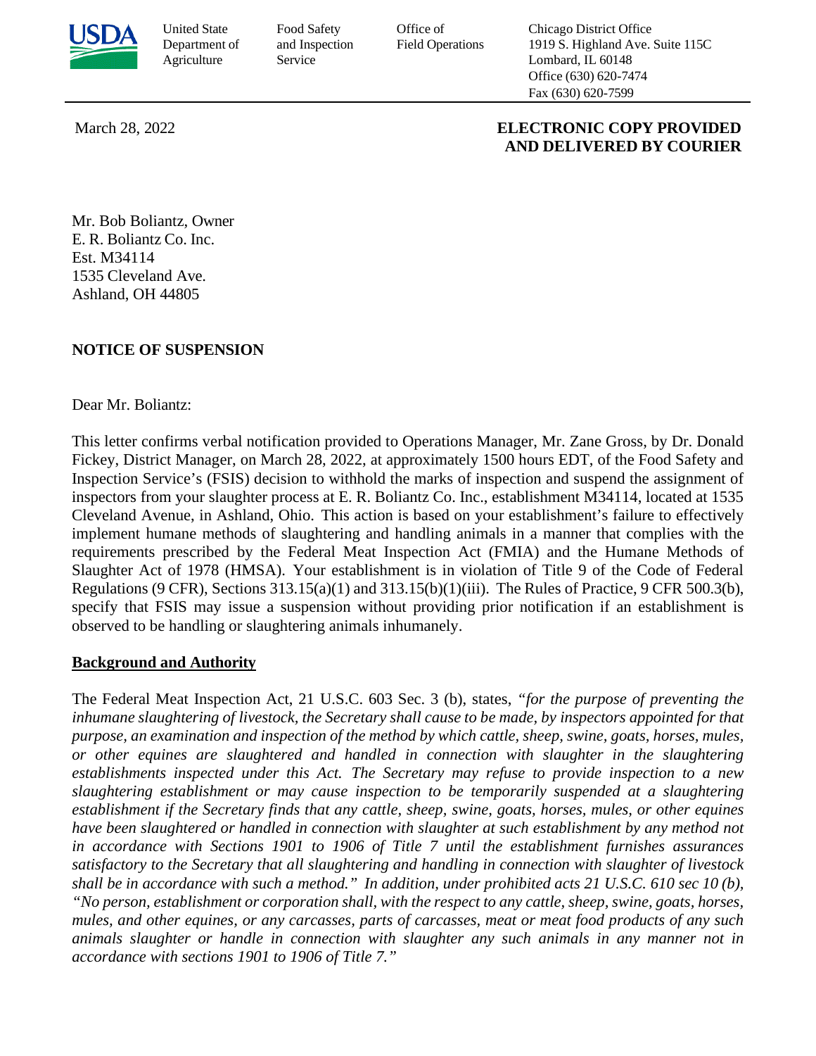United State Department of Agriculture

Food Safety and Inspection Service

Office of Field Operations

Chicago District Office
1919 S. Highland Ave. Suite 115C
Lombard, IL 60148
Office (630) 620-7474
Fax (630) 620-7599

March 28, 2022

**ELECTRONIC COPY PROVIDED AND DELIVERED BY COURIER**

Mr. Bob Boliantz, Owner
E. R. Boliantz Co. Inc.
Est. M34114
1535 Cleveland Ave.
Ashland, OH 44805

**NOTICE OF SUSPENSION**

Dear Mr. Boliantz:

This letter confirms verbal notification provided to Operations Manager, Mr. Zane Gross, by Dr. Donald Fickey, District Manager, on March 28, 2022, at approximately 1500 hours EDT, of the Food Safety and Inspection Service's (FSIS) decision to withhold the marks of inspection and suspend the assignment of inspectors from your slaughter process at E. R. Boliantz Co. Inc., establishment M34114, located at 1535 Cleveland Avenue, in Ashland, Ohio. This action is based on your establishment's failure to effectively implement humane methods of slaughtering and handling animals in a manner that complies with the requirements prescribed by the Federal Meat Inspection Act (FMIA) and the Humane Methods of Slaughter Act of 1978 (HMSA). Your establishment is in violation of Title 9 of the Code of Federal Regulations (9 CFR), Sections 313.15(a)(1) and 313.15(b)(1)(iii). The Rules of Practice, 9 CFR 500.3(b), specify that FSIS may issue a suspension without providing prior notification if an establishment is observed to be handling or slaughtering animals inhumanely.

**<u>Background and Authority</u>**

The Federal Meat Inspection Act, 21 U.S.C. 603 Sec. 3 (b), states, *"for the purpose of preventing the inhumane slaughtering of livestock, the Secretary shall cause to be made, by inspectors appointed for that purpose, an examination and inspection of the method by which cattle, sheep, swine, goats, horses, mules, or other equines are slaughtered and handled in connection with slaughter in the slaughtering establishments inspected under this Act. The Secretary may refuse to provide inspection to a new slaughtering establishment or may cause inspection to be temporarily suspended at a slaughtering establishment if the Secretary finds that any cattle, sheep, swine, goats, horses, mules, or other equines have been slaughtered or handled in connection with slaughter at such establishment by any method not in accordance with Sections 1901 to 1906 of Title 7 until the establishment furnishes assurances satisfactory to the Secretary that all slaughtering and handling in connection with slaughter of livestock shall be in accordance with such a method." In addition, under prohibited acts 21 U.S.C. 610 sec 10 (b), "No person, establishment or corporation shall, with the respect to any cattle, sheep, swine, goats, horses, mules, and other equines, or any carcasses, parts of carcasses, meat or meat food products of any such animals slaughter or handle in connection with slaughter any such animals in any manner not in accordance with sections 1901 to 1906 of Title 7."*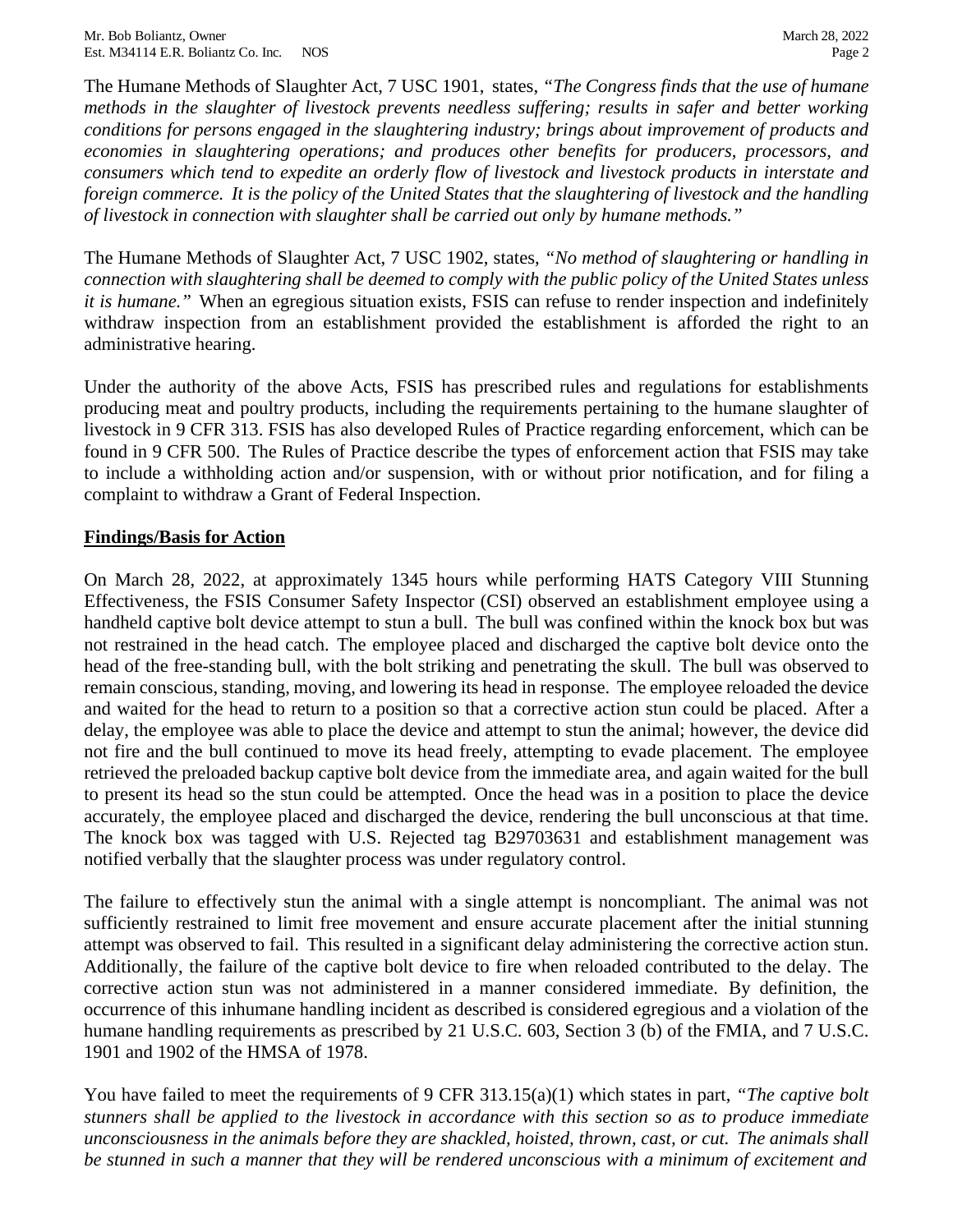The Humane Methods of Slaughter Act, 7 USC 1901, states, *"The Congress finds that the use of humane methods in the slaughter of livestock prevents needless suffering; results in safer and better working conditions for persons engaged in the slaughtering industry; brings about improvement of products and economies in slaughtering operations; and produces other benefits for producers, processors, and consumers which tend to expedite an orderly flow of livestock and livestock products in interstate and foreign commerce. It is the policy of the United States that the slaughtering of livestock and the handling of livestock in connection with slaughter shall be carried out only by humane methods."*

The Humane Methods of Slaughter Act, 7 USC 1902, states, *"No method of slaughtering or handling in connection with slaughtering shall be deemed to comply with the public policy of the United States unless it is humane."* When an egregious situation exists, FSIS can refuse to render inspection and indefinitely withdraw inspection from an establishment provided the establishment is afforded the right to an administrative hearing.

Under the authority of the above Acts, FSIS has prescribed rules and regulations for establishments producing meat and poultry products, including the requirements pertaining to the humane slaughter of livestock in 9 CFR 313. FSIS has also developed Rules of Practice regarding enforcement, which can be found in 9 CFR 500. The Rules of Practice describe the types of enforcement action that FSIS may take to include a withholding action and/or suspension, with or without prior notification, and for filing a complaint to withdraw a Grant of Federal Inspection.

**Findings/Basis for Action**

On March 28, 2022, at approximately 1345 hours while performing HATS Category VIII Stunning Effectiveness, the FSIS Consumer Safety Inspector (CSI) observed an establishment employee using a handheld captive bolt device attempt to stun a bull. The bull was confined within the knock box but was not restrained in the head catch. The employee placed and discharged the captive bolt device onto the head of the free-standing bull, with the bolt striking and penetrating the skull. The bull was observed to remain conscious, standing, moving, and lowering its head in response. The employee reloaded the device and waited for the head to return to a position so that a corrective action stun could be placed. After a delay, the employee was able to place the device and attempt to stun the animal; however, the device did not fire and the bull continued to move its head freely, attempting to evade placement. The employee retrieved the preloaded backup captive bolt device from the immediate area, and again waited for the bull to present its head so the stun could be attempted. Once the head was in a position to place the device accurately, the employee placed and discharged the device, rendering the bull unconscious at that time. The knock box was tagged with U.S. Rejected tag B29703631 and establishment management was notified verbally that the slaughter process was under regulatory control.

The failure to effectively stun the animal with a single attempt is noncompliant. The animal was not sufficiently restrained to limit free movement and ensure accurate placement after the initial stunning attempt was observed to fail. This resulted in a significant delay administering the corrective action stun. Additionally, the failure of the captive bolt device to fire when reloaded contributed to the delay. The corrective action stun was not administered in a manner considered immediate. By definition, the occurrence of this inhumane handling incident as described is considered egregious and a violation of the humane handling requirements as prescribed by 21 U.S.C. 603, Section 3 (b) of the FMIA, and 7 U.S.C. 1901 and 1902 of the HMSA of 1978.

You have failed to meet the requirements of 9 CFR 313.15(a)(1) which states in part, *"The captive bolt stunners shall be applied to the livestock in accordance with this section so as to produce immediate unconsciousness in the animals before they are shackled, hoisted, thrown, cast, or cut. The animals shall be stunned in such a manner that they will be rendered unconscious with a minimum of excitement and*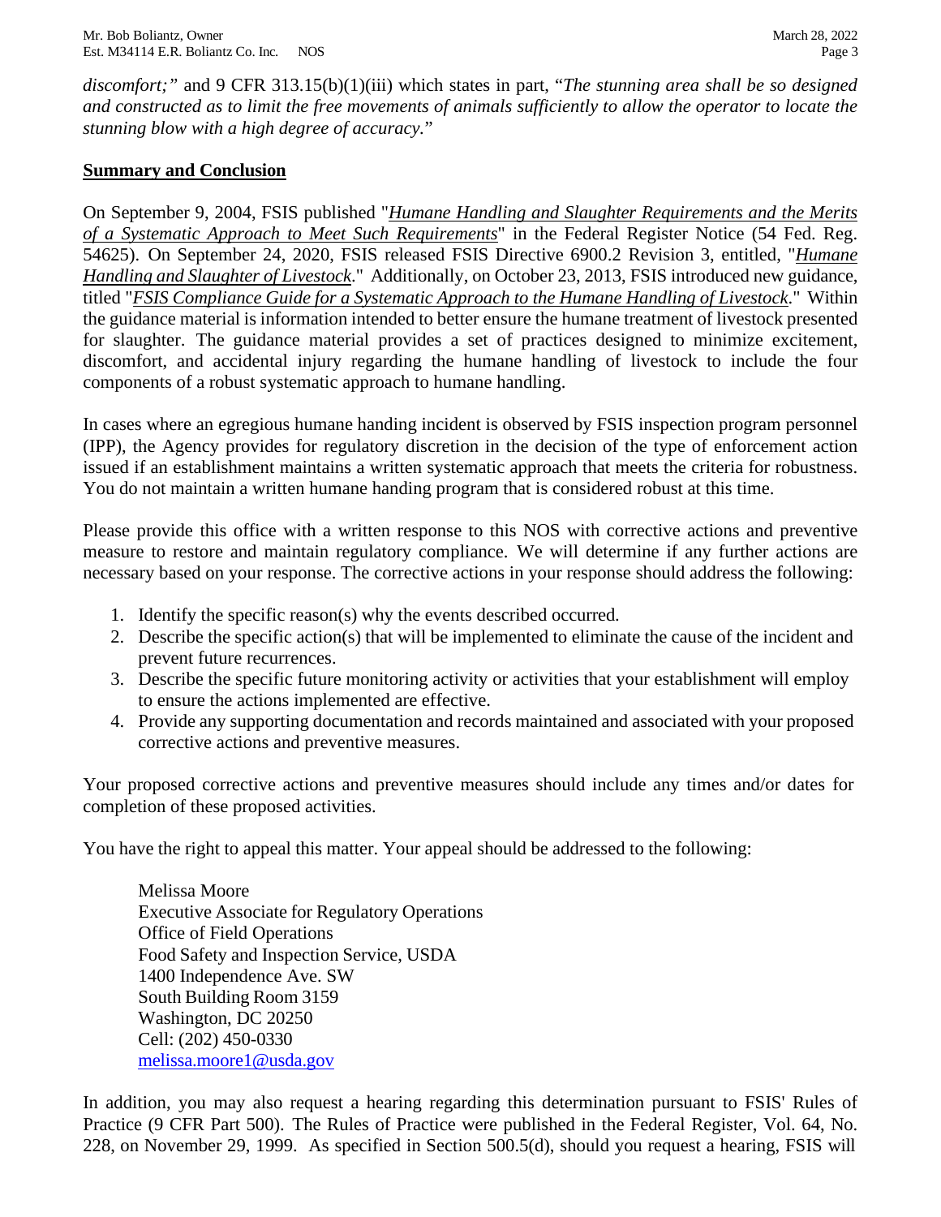*discomfort;"* and 9 CFR 313.15(b)(1)(iii) which states in part, "*The stunning area shall be so designed and constructed as to limit the free movements of animals sufficiently to allow the operator to locate the stunning blow with a high degree of accuracy.*"

## Summary and Conclusion

On September 9, 2004, FSIS published "*Humane Handling and Slaughter Requirements and the Merits of a Systematic Approach to Meet Such Requirements*" in the Federal Register Notice (54 Fed. Reg. 54625). On September 24, 2020, FSIS released FSIS Directive 6900.2 Revision 3, entitled, "*Humane Handling and Slaughter of Livestock*." Additionally, on October 23, 2013, FSIS introduced new guidance, titled "*FSIS Compliance Guide for a Systematic Approach to the Humane Handling of Livestock*." Within the guidance material is information intended to better ensure the humane treatment of livestock presented for slaughter. The guidance material provides a set of practices designed to minimize excitement, discomfort, and accidental injury regarding the humane handling of livestock to include the four components of a robust systematic approach to humane handling.

In cases where an egregious humane handing incident is observed by FSIS inspection program personnel (IPP), the Agency provides for regulatory discretion in the decision of the type of enforcement action issued if an establishment maintains a written systematic approach that meets the criteria for robustness. You do not maintain a written humane handing program that is considered robust at this time.

Please provide this office with a written response to this NOS with corrective actions and preventive measure to restore and maintain regulatory compliance. We will determine if any further actions are necessary based on your response. The corrective actions in your response should address the following:

1. Identify the specific reason(s) why the events described occurred.
2. Describe the specific action(s) that will be implemented to eliminate the cause of the incident and prevent future recurrences.
3. Describe the specific future monitoring activity or activities that your establishment will employ to ensure the actions implemented are effective.
4. Provide any supporting documentation and records maintained and associated with your proposed corrective actions and preventive measures.

Your proposed corrective actions and preventive measures should include any times and/or dates for completion of these proposed activities.

You have the right to appeal this matter. Your appeal should be addressed to the following:

Melissa Moore
Executive Associate for Regulatory Operations
Office of Field Operations
Food Safety and Inspection Service, USDA
1400 Independence Ave. SW
South Building Room 3159
Washington, DC 20250
Cell: (202) 450-0330
melissa.moore1@usda.gov

In addition, you may also request a hearing regarding this determination pursuant to FSIS' Rules of Practice (9 CFR Part 500). The Rules of Practice were published in the Federal Register, Vol. 64, No. 228, on November 29, 1999. As specified in Section 500.5(d), should you request a hearing, FSIS will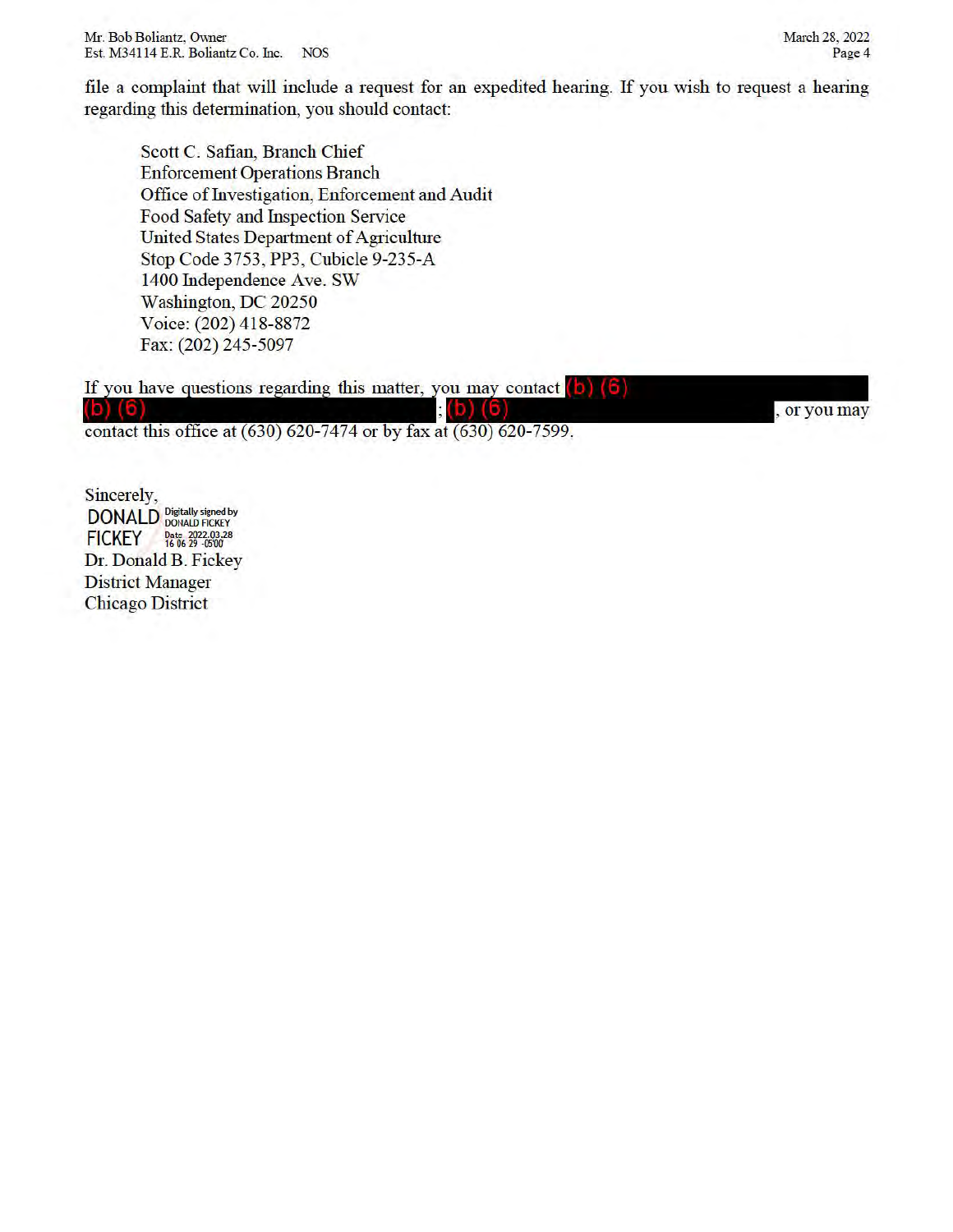file a complaint that will include a request for an expedited hearing. If you wish to request a hearing regarding this determination, you should contact:

Scott C. Safian, Branch Chief
Enforcement Operations Branch
Office of Investigation, Enforcement and Audit
Food Safety and Inspection Service
United States Department of Agriculture
Stop Code 3753, PP3, Cubicle 9-235-A
1400 Independence Ave. SW
Washington, DC 20250
Voice: (202) 418-8872
Fax: (202) 245-5097

If you have questions regarding this matter, you may contact (b) (6) (b) (6); (b) (6), or you may contact this office at (630) 620-7474 or by fax at (630) 620-7599.

Sincerely,

DONALD FICKEY Digitally signed by DONALD FICKEY Date: 2022.03.28 16:06:29 -05'00'

Dr. Donald B. Fickey
District Manager
Chicago District